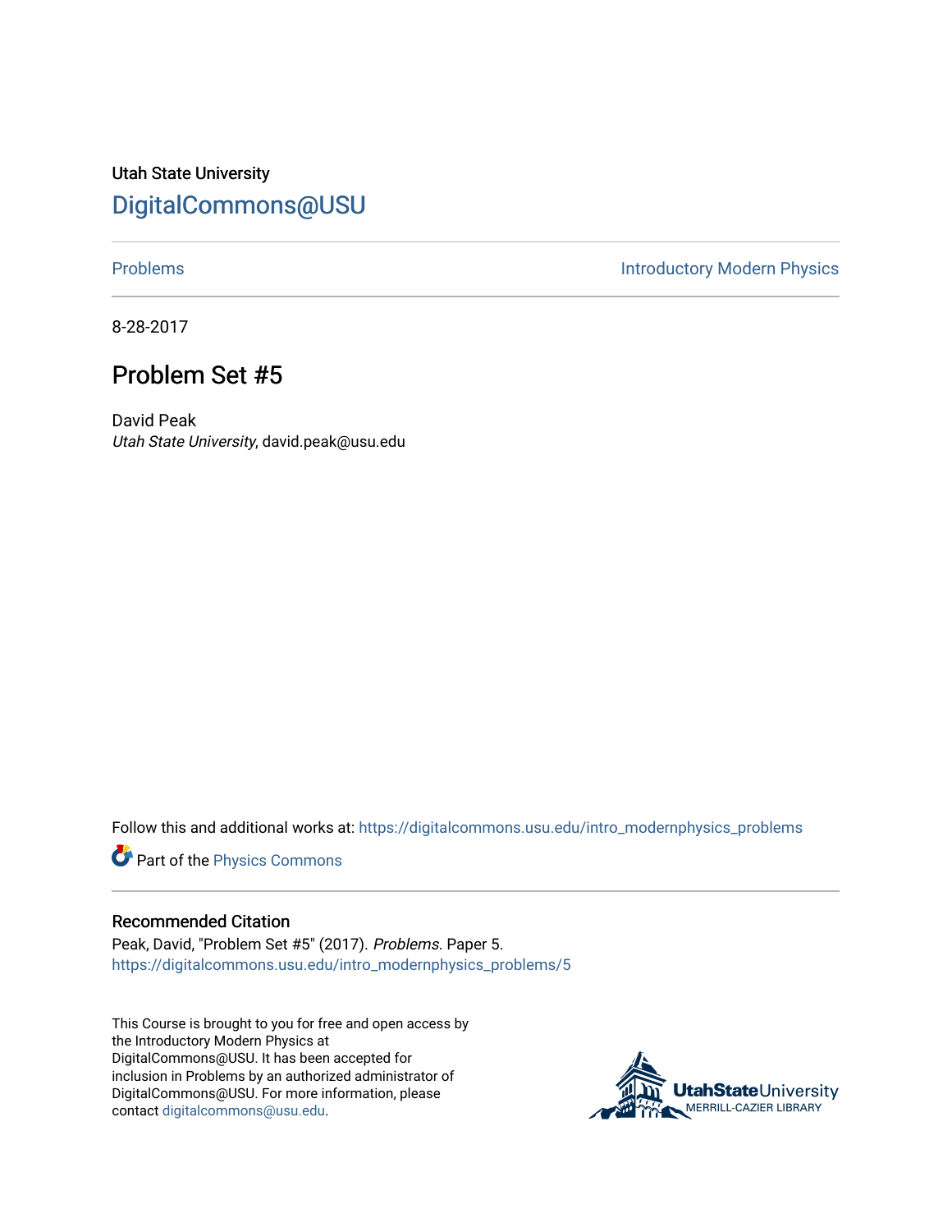Utah State University

# DigitalCommons@USU

Problems | Introductory Modern Physics

8-28-2017

## Problem Set #5

David Peak
*Utah State University*, david.peak@usu.edu

Follow this and additional works at: https://digitalcommons.usu.edu/intro_modernphysics_problems

Part of the Physics Commons

### Recommended Citation

Peak, David, "Problem Set #5" (2017). *Problems.* Paper 5.
https://digitalcommons.usu.edu/intro_modernphysics_problems/5

This Course is brought to you for free and open access by the Introductory Modern Physics at DigitalCommons@USU. It has been accepted for inclusion in Problems by an authorized administrator of DigitalCommons@USU. For more information, please contact digitalcommons@usu.edu.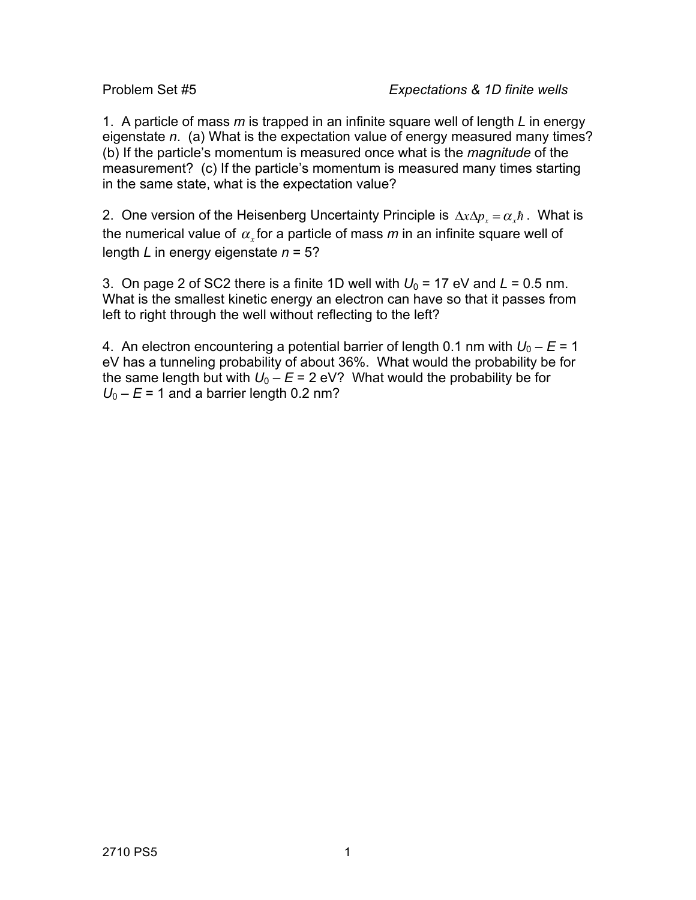Problem Set #5 *Expectations & 1D finite wells*

1. A particle of mass $m$ is trapped in an infinite square well of length $L$ in energy eigenstate $n$. (a) What is the expectation value of energy measured many times? (b) If the particle's momentum is measured once what is the *magnitude* of the measurement? (c) If the particle's momentum is measured many times starting in the same state, what is the expectation value?

2. One version of the Heisenberg Uncertainty Principle is $\Delta x \Delta p_x = \alpha_x \hbar$. What is the numerical value of $\alpha_x$ for a particle of mass $m$ in an infinite square well of length $L$ in energy eigenstate $n = 5$?

3. On page 2 of SC2 there is a finite 1D well with $U_0 = 17$ eV and $L = 0.5$ nm. What is the smallest kinetic energy an electron can have so that it passes from left to right through the well without reflecting to the left?

4. An electron encountering a potential barrier of length 0.1 nm with $U_0 - E = 1$ eV has a tunneling probability of about 36%. What would the probability be for the same length but with $U_0 - E = 2$ eV? What would the probability be for $U_0 - E = 1$ and a barrier length 0.2 nm?